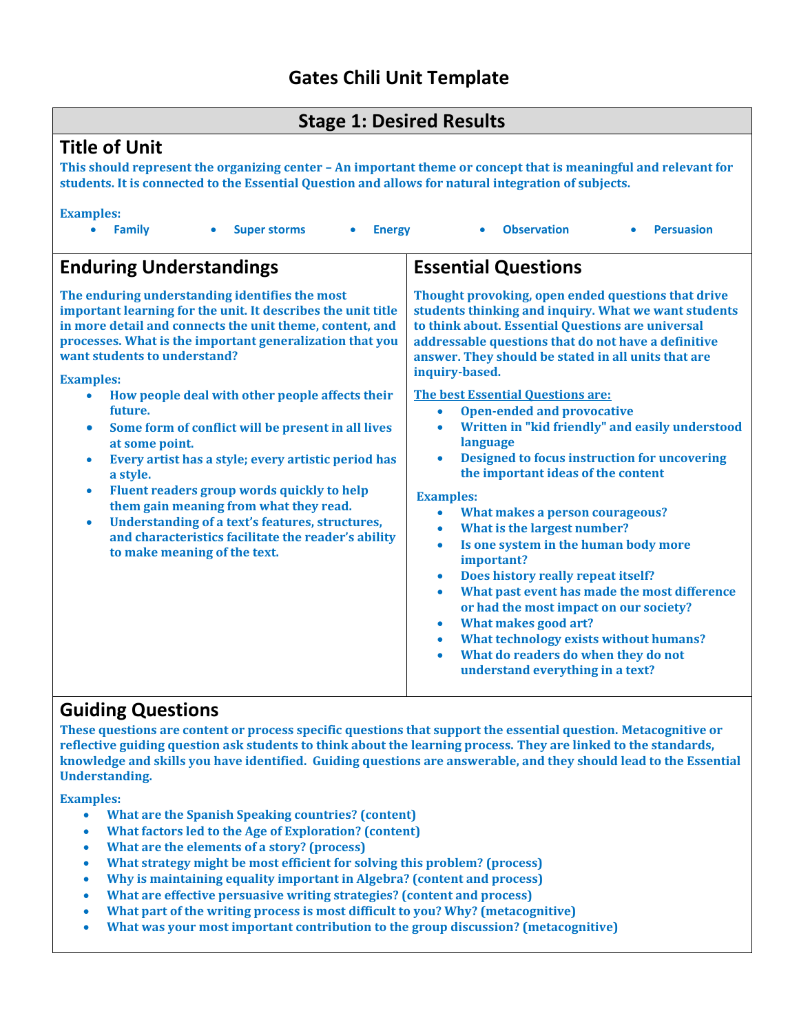# Gates Chili Unit Template

## Stage 1: Desired Results

### Title of Unit

**This should represent the organizing center – An important theme or concept that is meaningful and relevant for students. It is connected to the Essential Question and allows for natural integration of subjects.**

**Examples:**

- **Family**
- **Super storms**
- **Energy**
- **Observation**
- **Persuasion**

### Enduring Understandings

**The enduring understanding identifies the most important learning for the unit. It describes the unit title in more detail and connects the unit theme, content, and processes. What is the important generalization that you want students to understand?**

**Examples:**

- **How people deal with other people affects their future.**
- **Some form of conflict will be present in all lives at some point.**
- **Every artist has a style; every artistic period has a style.**
- **Fluent readers group words quickly to help them gain meaning from what they read.**
- **Understanding of a text's features, structures, and characteristics facilitate the reader's ability to make meaning of the text.**

### Essential Questions

**Thought provoking, open ended questions that drive students thinking and inquiry. What we want students to think about. Essential Questions are universal addressable questions that do not have a definitive answer. They should be stated in all units that are inquiry-based.**

**The best Essential Questions are:**

- **Open-ended and provocative**
- **Written in "kid friendly" and easily understood language**
- **Designed to focus instruction for uncovering the important ideas of the content**

**Examples:**

- **What makes a person courageous?**
- **What is the largest number?**
- **Is one system in the human body more important?**
- **Does history really repeat itself?**
- **What past event has made the most difference or had the most impact on our society?**
- **What makes good art?**
- **What technology exists without humans?**
- **What do readers do when they do not understand everything in a text?**

### Guiding Questions

**These questions are content or process specific questions that support the essential question. Metacognitive or reflective guiding question ask students to think about the learning process. They are linked to the standards, knowledge and skills you have identified. Guiding questions are answerable, and they should lead to the Essential Understanding.**

**Examples:**

- **What are the Spanish Speaking countries? (content)**
- **What factors led to the Age of Exploration? (content)**
- **What are the elements of a story? (process)**
- **What strategy might be most efficient for solving this problem? (process)**
- **Why is maintaining equality important in Algebra? (content and process)**
- **What are effective persuasive writing strategies? (content and process)**
- **What part of the writing process is most difficult to you? Why? (metacognitive)**
- **What was your most important contribution to the group discussion? (metacognitive)**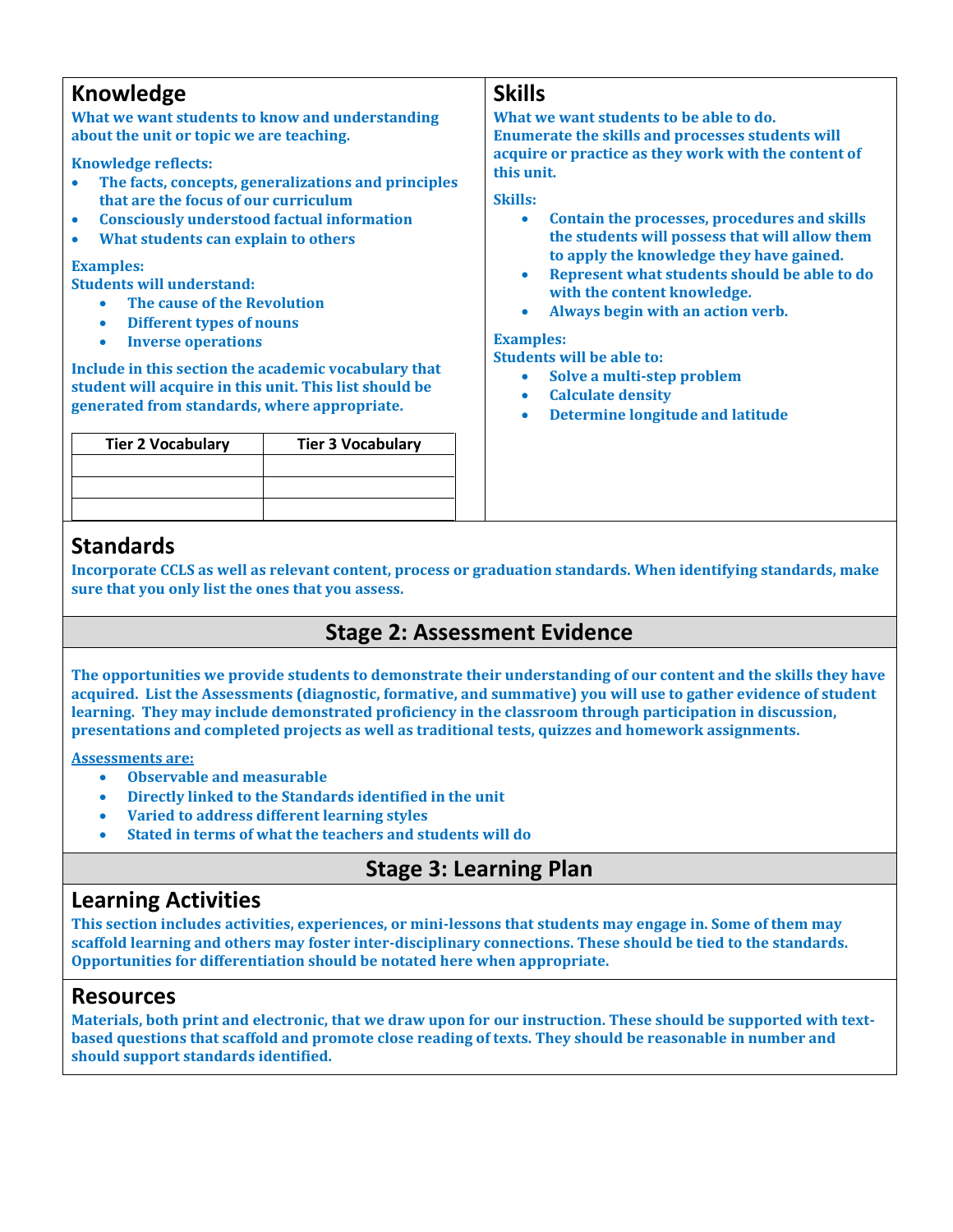## Knowledge

**What we want students to know and understanding about the unit or topic we are teaching.**

**Knowledge reflects:**

- **The facts, concepts, generalizations and principles that are the focus of our curriculum**
- **Consciously understood factual information**
- **What students can explain to others**

**Examples:**
**Students will understand:**

- **The cause of the Revolution**
- **Different types of nouns**
- **Inverse operations**

**Include in this section the academic vocabulary that student will acquire in this unit. This list should be generated from standards, where appropriate.**

| Tier 2 Vocabulary | Tier 3 Vocabulary |
|---|---|
| | |
| | |
| | |

## Skills

**What we want students to be able to do. Enumerate the skills and processes students will acquire or practice as they work with the content of this unit.**

**Skills:**

- **Contain the processes, procedures and skills the students will possess that will allow them to apply the knowledge they have gained.**
- **Represent what students should be able to do with the content knowledge.**
- **Always begin with an action verb.**

**Examples:**
**Students will be able to:**

- **Solve a multi-step problem**
- **Calculate density**
- **Determine longitude and latitude**

## Standards

**Incorporate CCLS as well as relevant content, process or graduation standards. When identifying standards, make sure that you only list the ones that you assess.**

## Stage 2: Assessment Evidence

**The opportunities we provide students to demonstrate their understanding of our content and the skills they have acquired. List the Assessments (diagnostic, formative, and summative) you will use to gather evidence of student learning. They may include demonstrated proficiency in the classroom through participation in discussion, presentations and completed projects as well as traditional tests, quizzes and homework assignments.**

**Assessments are:**

- **Observable and measurable**
- **Directly linked to the Standards identified in the unit**
- **Varied to address different learning styles**
- **Stated in terms of what the teachers and students will do**

## Stage 3: Learning Plan

### Learning Activities

**This section includes activities, experiences, or mini-lessons that students may engage in. Some of them may scaffold learning and others may foster inter-disciplinary connections. These should be tied to the standards. Opportunities for differentiation should be notated here when appropriate.**

### Resources

**Materials, both print and electronic, that we draw upon for our instruction. These should be supported with text-based questions that scaffold and promote close reading of texts. They should be reasonable in number and should support standards identified.**